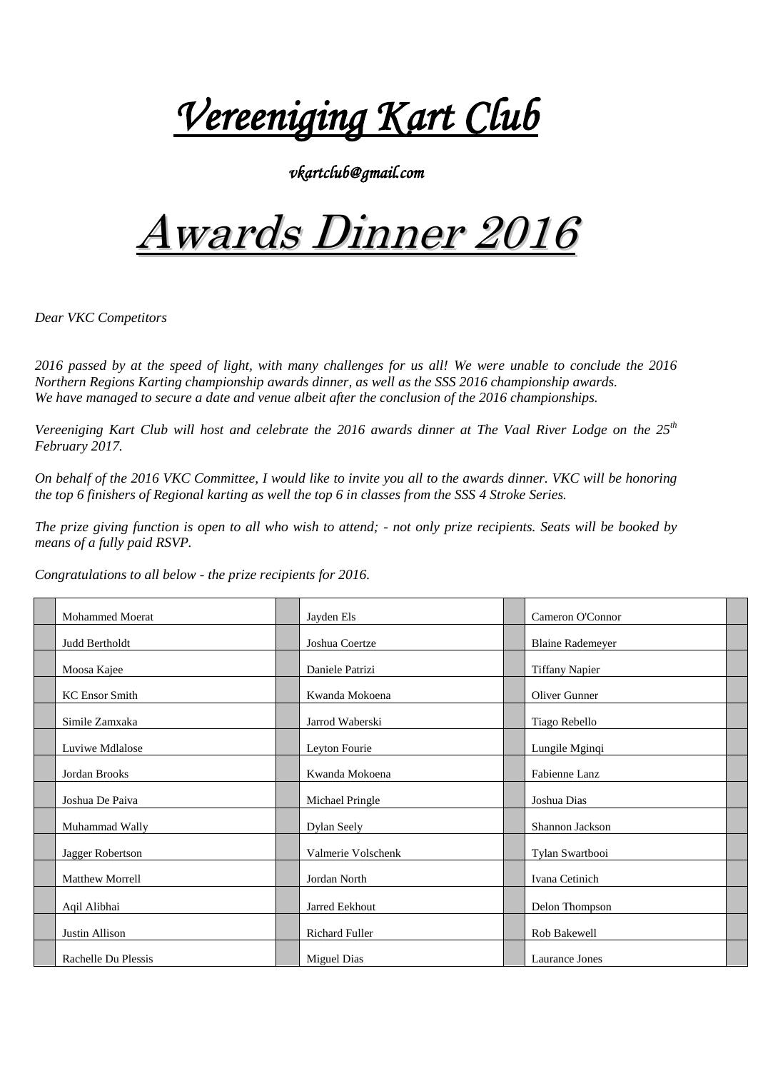# *Vereeniging Kart Club*

*vkartclub@gmail.com*

# *Awards Dinner 2016*

*Dear VKC Competitors*

*2016 passed by at the speed of light, with many challenges for us all! We were unable to conclude the 2016 Northern Regions Karting championship awards dinner, as well as the SSS 2016 championship awards. We have managed to secure a date and venue albeit after the conclusion of the 2016 championships.*

*Vereeniging Kart Club will host and celebrate the 2016 awards dinner at The Vaal River Lodge on the 25th February 2017.*

*On behalf of the 2016 VKC Committee, I would like to invite you all to the awards dinner. VKC will be honoring the top 6 finishers of Regional karting as well the top 6 in classes from the SSS 4 Stroke Series.*

*The prize giving function is open to all who wish to attend; - not only prize recipients. Seats will be booked by means of a fully paid RSVP.*

*Congratulations to all below - the prize recipients for 2016.*

| | | | | | | |
|---|---|---|---|---|---|---|
| | Mohammed Moerat | | Jayden Els | | Cameron O'Connor | |
| | Judd Bertholdt | | Joshua Coertze | | Blaine Rademeyer | |
| | Moosa Kajee | | Daniele Patrizi | | Tiffany Napier | |
| | KC Ensor Smith | | Kwanda Mokoena | | Oliver Gunner | |
| | Simile Zamxaka | | Jarrod Waberski | | Tiago Rebello | |
| | Luviwe Mdlalose | | Leyton Fourie | | Lungile Mginqi | |
| | Jordan Brooks | | Kwanda Mokoena | | Fabienne Lanz | |
| | Joshua De Paiva | | Michael Pringle | | Joshua Dias | |
| | Muhammad Wally | | Dylan Seely | | Shannon Jackson | |
| | Jagger Robertson | | Valmerie Volschenk | | Tylan Swartbooi | |
| | Matthew Morrell | | Jordan North | | Ivana Cetinich | |
| | Aqil Alibhai | | Jarred Eekhout | | Delon Thompson | |
| | Justin Allison | | Richard Fuller | | Rob Bakewell | |
| | Rachelle Du Plessis | | Miguel Dias | | Laurance Jones | |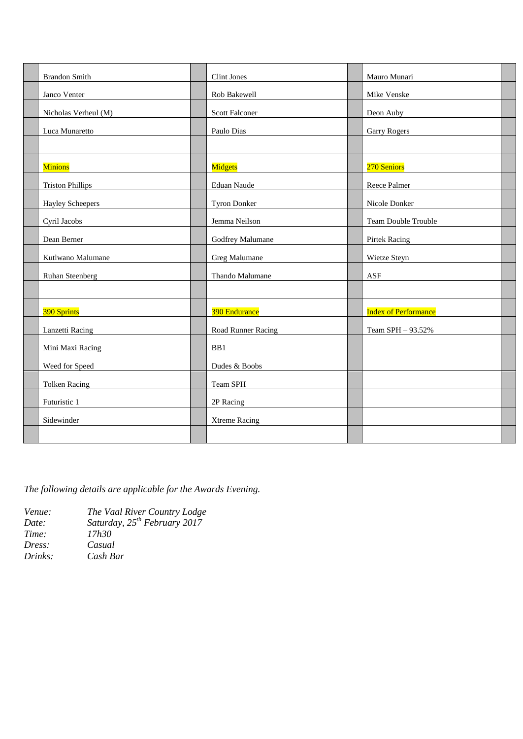| | Brandon Smith | | Clint Jones | | Mauro Munari | |
|---|---|---|---|---|---|---|
| | Janco Venter | | Rob Bakewell | | Mike Venske | |
| | Nicholas Verheul (M) | | Scott Falconer | | Deon Auby | |
| | Luca Munaretto | | Paulo Dias | | Garry Rogers | |
| | | | | | | |
| | Minions | | Midgets | | 270 Seniors | |
| | Triston Phillips | | Eduan Naude | | Reece Palmer | |
| | Hayley Scheepers | | Tyron Donker | | Nicole Donker | |
| | Cyril Jacobs | | Jemma Neilson | | Team Double Trouble | |
| | Dean Berner | | Godfrey Malumane | | Pirtek Racing | |
| | Kutlwano Malumane | | Greg Malumane | | Wietze Steyn | |
| | Ruhan Steenberg | | Thando Malumane | | ASF | |
| | | | | | | |
| | 390 Sprints | | 390 Endurance | | Index of Performance | |
| | Lanzetti Racing | | Road Runner Racing | | Team SPH – 93.52% | |
| | Mini Maxi Racing | | BB1 | | | |
| | Weed for Speed | | Dudes & Boobs | | | |
| | Tolken Racing | | Team SPH | | | |
| | Futuristic 1 | | 2P Racing | | | |
| | Sidewinder | | Xtreme Racing | | | |
| | | | | | | |

*The following details are applicable for the Awards Evening.*

*Venue:* *The Vaal River Country Lodge*
*Date:* *Saturday, 25th February 2017*
*Time:* *17h30*
*Dress:* *Casual*
*Drinks:* *Cash Bar*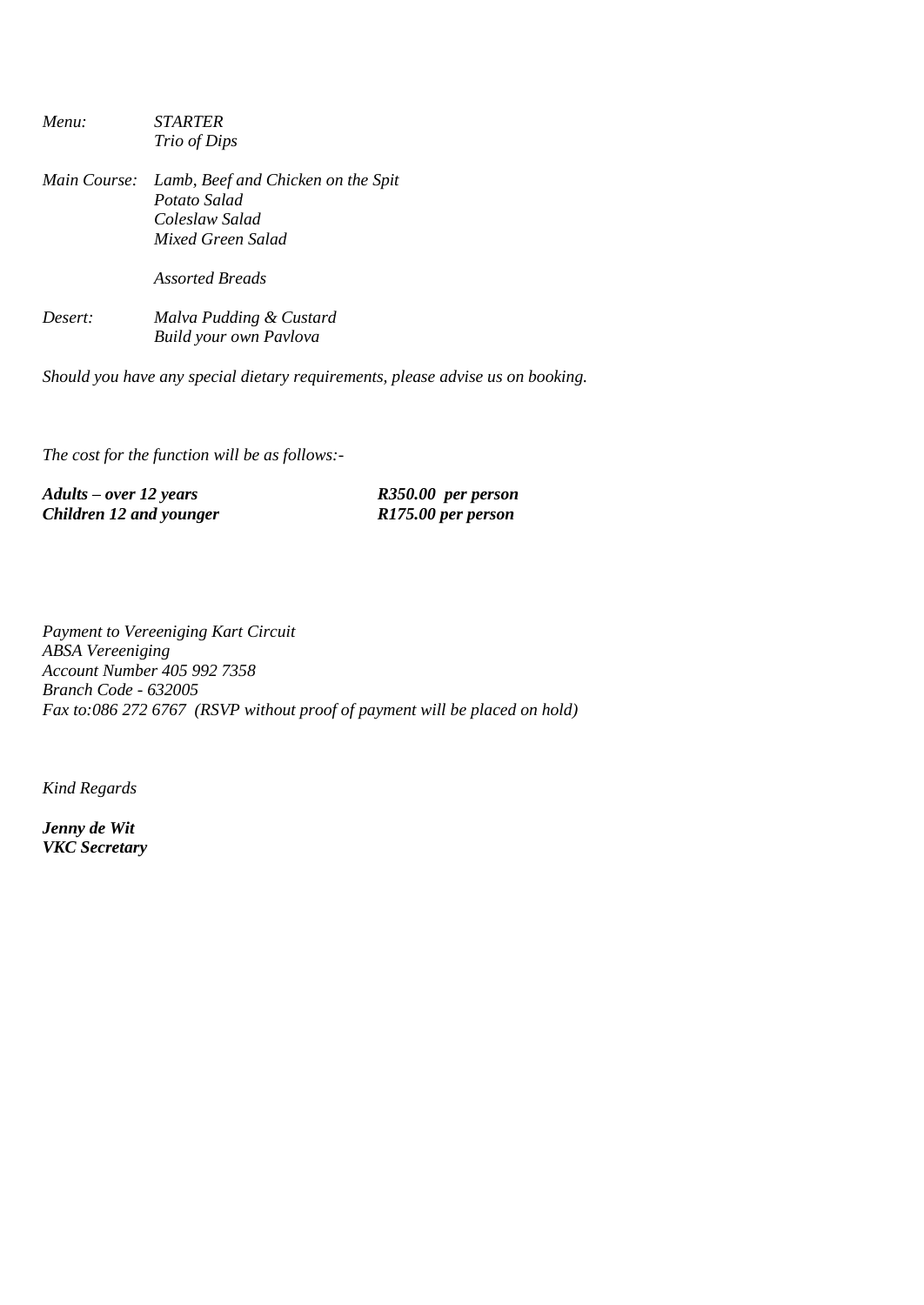*Menu:* *STARTER*
*Trio of Dips*

*Main Course:* *Lamb, Beef and Chicken on the Spit*
*Potato Salad*
*Coleslaw Salad*
*Mixed Green Salad*

*Assorted Breads*

*Desert:* *Malva Pudding & Custard*
*Build your own Pavlova*

*Should you have any special dietary requirements, please advise us on booking.*

*The cost for the function will be as follows:-*

| | |
|---|---|
| ***Adults – over 12 years*** | ***R350.00 per person*** |
| ***Children 12 and younger*** | ***R175.00 per person*** |

*Payment to Vereeniging Kart Circuit*
*ABSA Vereeniging*
*Account Number 405 992 7358*
*Branch Code - 632005*
*Fax to:086 272 6767 (RSVP without proof of payment will be placed on hold)*

*Kind Regards*

***Jenny de Wit***
***VKC Secretary***